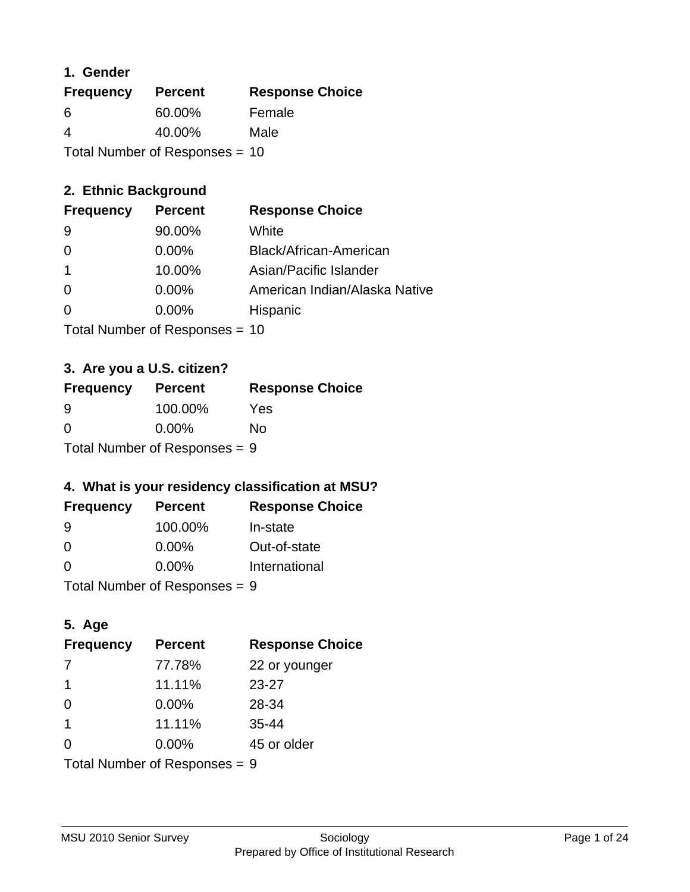### 1. Gender

| Frequency | Percent | Response Choice |
|---|---|---|
| 6 | 60.00% | Female |
| 4 | 40.00% | Male |

Total Number of Responses = 10

### 2. Ethnic Background

| Frequency | Percent | Response Choice |
|---|---|---|
| 9 | 90.00% | White |
| 0 | 0.00% | Black/African-American |
| 1 | 10.00% | Asian/Pacific Islander |
| 0 | 0.00% | American Indian/Alaska Native |
| 0 | 0.00% | Hispanic |

Total Number of Responses = 10

### 3. Are you a U.S. citizen?

| Frequency | Percent | Response Choice |
|---|---|---|
| 9 | 100.00% | Yes |
| 0 | 0.00% | No |

Total Number of Responses = 9

### 4. What is your residency classification at MSU?

| Frequency | Percent | Response Choice |
|---|---|---|
| 9 | 100.00% | In-state |
| 0 | 0.00% | Out-of-state |
| 0 | 0.00% | International |

Total Number of Responses = 9

### 5. Age

| Frequency | Percent | Response Choice |
|---|---|---|
| 7 | 77.78% | 22 or younger |
| 1 | 11.11% | 23-27 |
| 0 | 0.00% | 28-34 |
| 1 | 11.11% | 35-44 |
| 0 | 0.00% | 45 or older |

Total Number of Responses = 9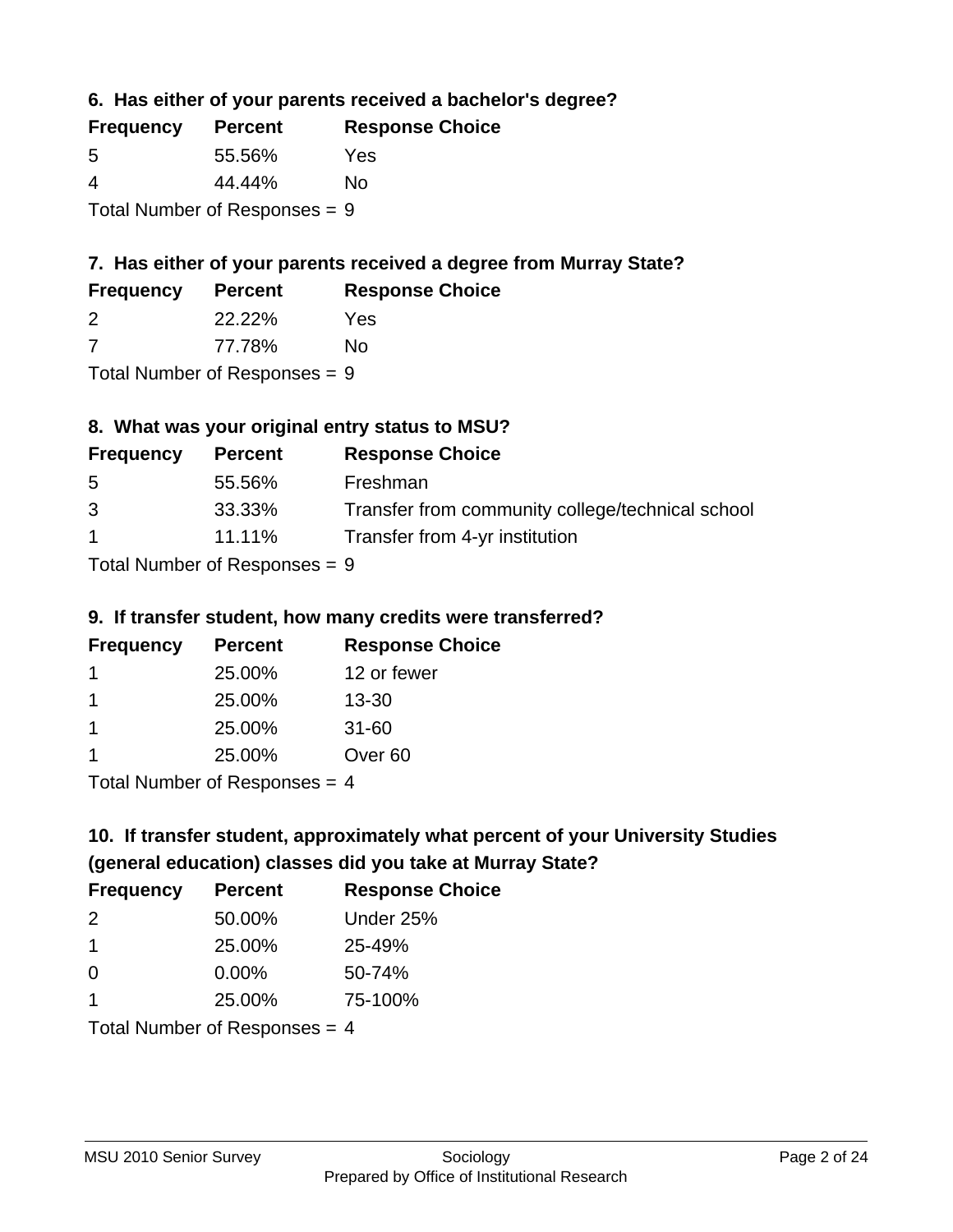### 6. Has either of your parents received a bachelor's degree?

| Frequency | Percent | Response Choice |
|---|---|---|
| 5 | 55.56% | Yes |
| 4 | 44.44% | No |

Total Number of Responses = 9

### 7. Has either of your parents received a degree from Murray State?

| Frequency | Percent | Response Choice |
|---|---|---|
| 2 | 22.22% | Yes |
| 7 | 77.78% | No |

Total Number of Responses = 9

### 8. What was your original entry status to MSU?

| Frequency | Percent | Response Choice |
|---|---|---|
| 5 | 55.56% | Freshman |
| 3 | 33.33% | Transfer from community college/technical school |
| 1 | 11.11% | Transfer from 4-yr institution |

Total Number of Responses = 9

### 9. If transfer student, how many credits were transferred?

| Frequency | Percent | Response Choice |
|---|---|---|
| 1 | 25.00% | 12 or fewer |
| 1 | 25.00% | 13-30 |
| 1 | 25.00% | 31-60 |
| 1 | 25.00% | Over 60 |

Total Number of Responses = 4

### 10. If transfer student, approximately what percent of your University Studies (general education) classes did you take at Murray State?

| Frequency | Percent | Response Choice |
|---|---|---|
| 2 | 50.00% | Under 25% |
| 1 | 25.00% | 25-49% |
| 0 | 0.00% | 50-74% |
| 1 | 25.00% | 75-100% |

Total Number of Responses = 4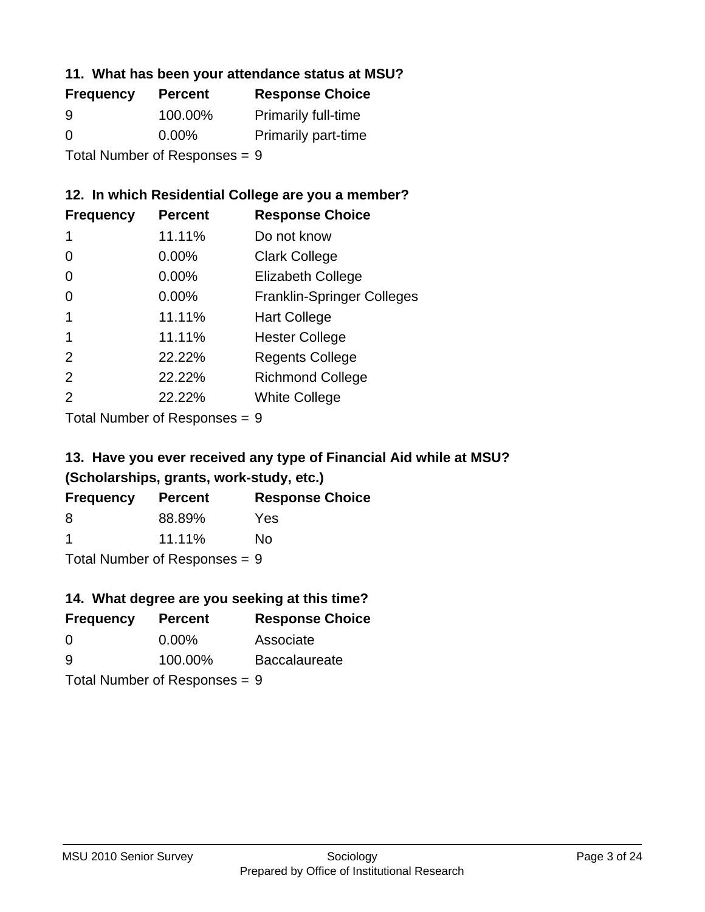### 11. What has been your attendance status at MSU?

| Frequency | Percent | Response Choice |
|---|---|---|
| 9 | 100.00% | Primarily full-time |
| 0 | 0.00% | Primarily part-time |

Total Number of Responses = 9

### 12. In which Residential College are you a member?

| Frequency | Percent | Response Choice |
|---|---|---|
| 1 | 11.11% | Do not know |
| 0 | 0.00% | Clark College |
| 0 | 0.00% | Elizabeth College |
| 0 | 0.00% | Franklin-Springer Colleges |
| 1 | 11.11% | Hart College |
| 1 | 11.11% | Hester College |
| 2 | 22.22% | Regents College |
| 2 | 22.22% | Richmond College |
| 2 | 22.22% | White College |

Total Number of Responses = 9

### 13. Have you ever received any type of Financial Aid while at MSU? (Scholarships, grants, work-study, etc.)

| Frequency | Percent | Response Choice |
|---|---|---|
| 8 | 88.89% | Yes |
| 1 | 11.11% | No |

Total Number of Responses = 9

### 14. What degree are you seeking at this time?

| Frequency | Percent | Response Choice |
|---|---|---|
| 0 | 0.00% | Associate |
| 9 | 100.00% | Baccalaureate |

Total Number of Responses = 9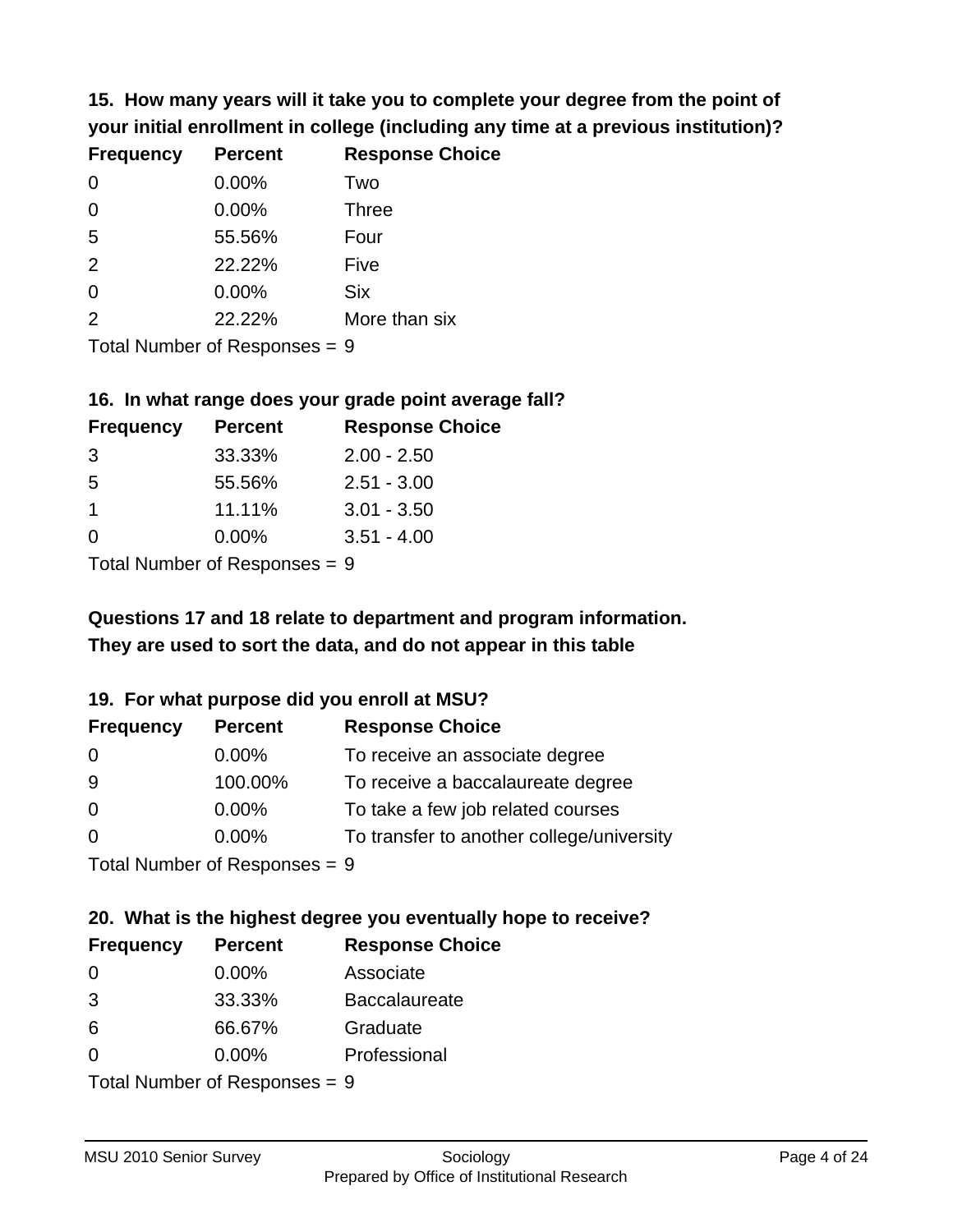**15. How many years will it take you to complete your degree from the point of your initial enrollment in college (including any time at a previous institution)?**

| Frequency | Percent | Response Choice |
|---|---|---|
| 0 | 0.00% | Two |
| 0 | 0.00% | Three |
| 5 | 55.56% | Four |
| 2 | 22.22% | Five |
| 0 | 0.00% | Six |
| 2 | 22.22% | More than six |

Total Number of Responses = 9

**16. In what range does your grade point average fall?**

| Frequency | Percent | Response Choice |
|---|---|---|
| 3 | 33.33% | 2.00 - 2.50 |
| 5 | 55.56% | 2.51 - 3.00 |
| 1 | 11.11% | 3.01 - 3.50 |
| 0 | 0.00% | 3.51 - 4.00 |

Total Number of Responses = 9

**Questions 17 and 18 relate to department and program information. They are used to sort the data, and do not appear in this table**

**19. For what purpose did you enroll at MSU?**

| Frequency | Percent | Response Choice |
|---|---|---|
| 0 | 0.00% | To receive an associate degree |
| 9 | 100.00% | To receive a baccalaureate degree |
| 0 | 0.00% | To take a few job related courses |
| 0 | 0.00% | To transfer to another college/university |

Total Number of Responses = 9

**20. What is the highest degree you eventually hope to receive?**

| Frequency | Percent | Response Choice |
|---|---|---|
| 0 | 0.00% | Associate |
| 3 | 33.33% | Baccalaureate |
| 6 | 66.67% | Graduate |
| 0 | 0.00% | Professional |

Total Number of Responses = 9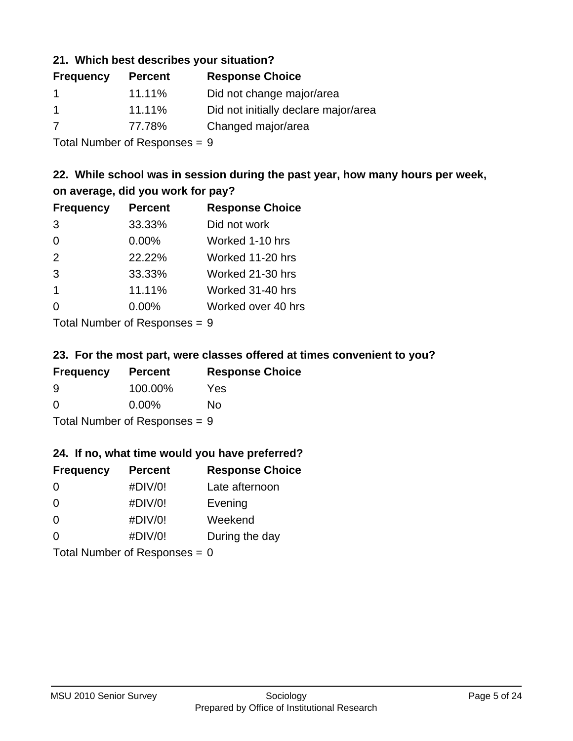### 21. Which best describes your situation?

| Frequency | Percent | Response Choice |
|---|---|---|
| 1 | 11.11% | Did not change major/area |
| 1 | 11.11% | Did not initially declare major/area |
| 7 | 77.78% | Changed major/area |

Total Number of Responses = 9

### 22. While school was in session during the past year, how many hours per week, on average, did you work for pay?

| Frequency | Percent | Response Choice |
|---|---|---|
| 3 | 33.33% | Did not work |
| 0 | 0.00% | Worked 1-10 hrs |
| 2 | 22.22% | Worked 11-20 hrs |
| 3 | 33.33% | Worked 21-30 hrs |
| 1 | 11.11% | Worked 31-40 hrs |
| 0 | 0.00% | Worked over 40 hrs |

Total Number of Responses = 9

### 23. For the most part, were classes offered at times convenient to you?

| Frequency | Percent | Response Choice |
|---|---|---|
| 9 | 100.00% | Yes |
| 0 | 0.00% | No |

Total Number of Responses = 9

### 24. If no, what time would you have preferred?

| Frequency | Percent | Response Choice |
|---|---|---|
| 0 | #DIV/0! | Late afternoon |
| 0 | #DIV/0! | Evening |
| 0 | #DIV/0! | Weekend |
| 0 | #DIV/0! | During the day |

Total Number of Responses = 0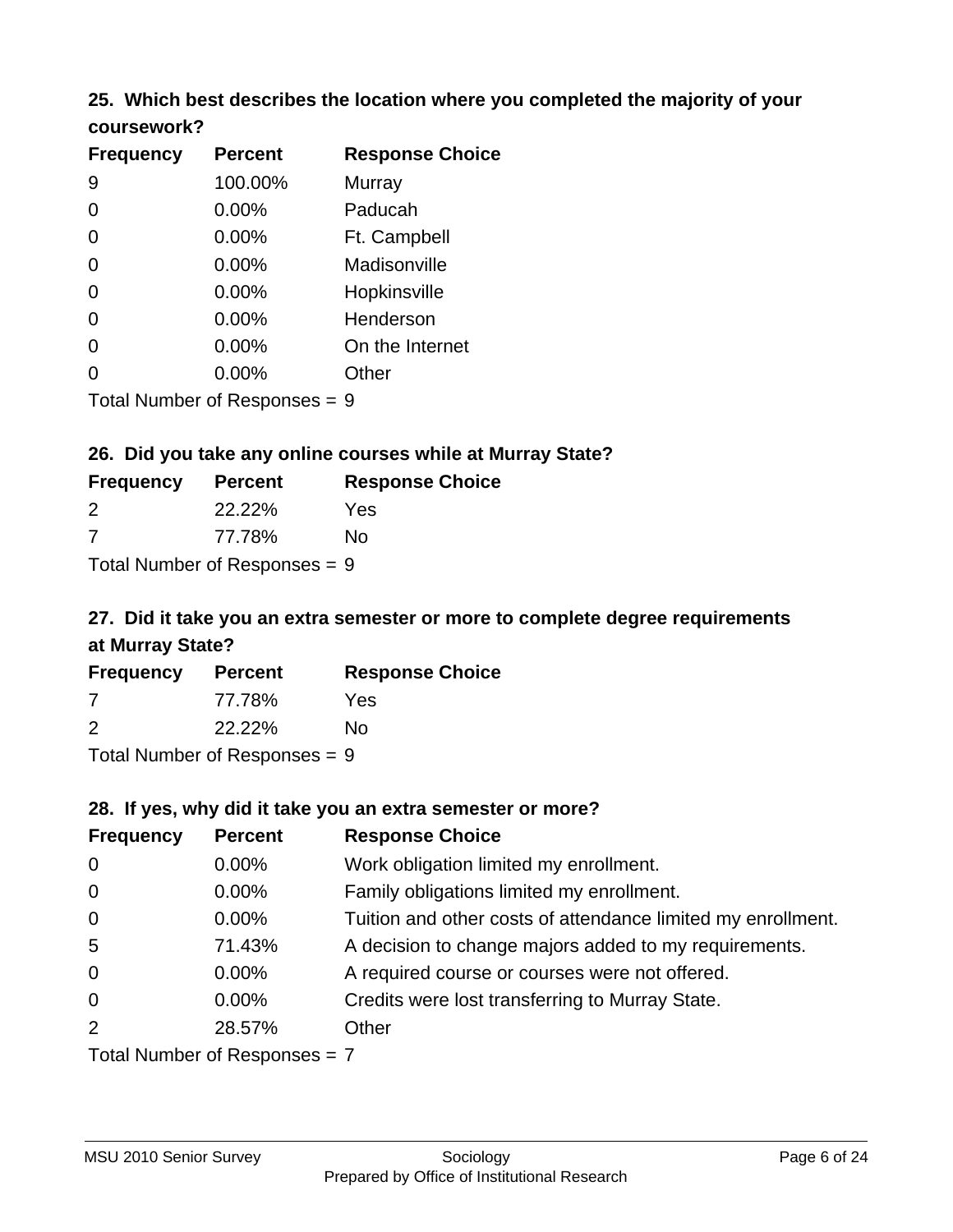### 25. Which best describes the location where you completed the majority of your coursework?

| Frequency | Percent | Response Choice |
|---|---|---|
| 9 | 100.00% | Murray |
| 0 | 0.00% | Paducah |
| 0 | 0.00% | Ft. Campbell |
| 0 | 0.00% | Madisonville |
| 0 | 0.00% | Hopkinsville |
| 0 | 0.00% | Henderson |
| 0 | 0.00% | On the Internet |
| 0 | 0.00% | Other |

Total Number of Responses = 9

### 26. Did you take any online courses while at Murray State?

| Frequency | Percent | Response Choice |
|---|---|---|
| 2 | 22.22% | Yes |
| 7 | 77.78% | No |

Total Number of Responses = 9

### 27. Did it take you an extra semester or more to complete degree requirements at Murray State?

| Frequency | Percent | Response Choice |
|---|---|---|
| 7 | 77.78% | Yes |
| 2 | 22.22% | No |

Total Number of Responses = 9

### 28. If yes, why did it take you an extra semester or more?

| Frequency | Percent | Response Choice |
|---|---|---|
| 0 | 0.00% | Work obligation limited my enrollment. |
| 0 | 0.00% | Family obligations limited my enrollment. |
| 0 | 0.00% | Tuition and other costs of attendance limited my enrollment. |
| 5 | 71.43% | A decision to change majors added to my requirements. |
| 0 | 0.00% | A required course or courses were not offered. |
| 0 | 0.00% | Credits were lost transferring to Murray State. |
| 2 | 28.57% | Other |

Total Number of Responses = 7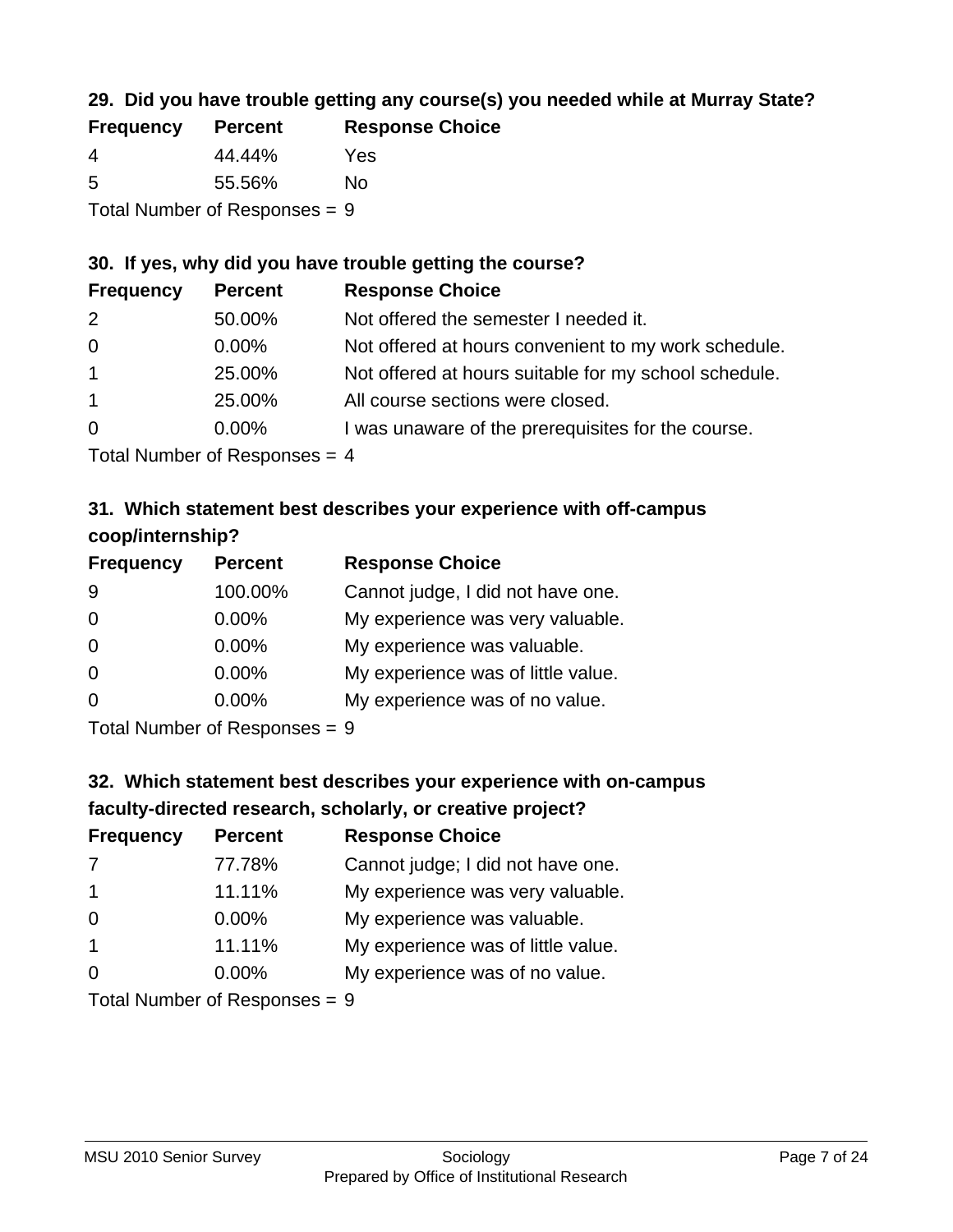### 29. Did you have trouble getting any course(s) you needed while at Murray State?

| Frequency | Percent | Response Choice |
|---|---|---|
| 4 | 44.44% | Yes |
| 5 | 55.56% | No |

Total Number of Responses = 9

### 30. If yes, why did you have trouble getting the course?

| Frequency | Percent | Response Choice |
|---|---|---|
| 2 | 50.00% | Not offered the semester I needed it. |
| 0 | 0.00% | Not offered at hours convenient to my work schedule. |
| 1 | 25.00% | Not offered at hours suitable for my school schedule. |
| 1 | 25.00% | All course sections were closed. |
| 0 | 0.00% | I was unaware of the prerequisites for the course. |

Total Number of Responses = 4

### 31. Which statement best describes your experience with off-campus coop/internship?

| Frequency | Percent | Response Choice |
|---|---|---|
| 9 | 100.00% | Cannot judge, I did not have one. |
| 0 | 0.00% | My experience was very valuable. |
| 0 | 0.00% | My experience was valuable. |
| 0 | 0.00% | My experience was of little value. |
| 0 | 0.00% | My experience was of no value. |

Total Number of Responses = 9

### 32. Which statement best describes your experience with on-campus faculty-directed research, scholarly, or creative project?

| Frequency | Percent | Response Choice |
|---|---|---|
| 7 | 77.78% | Cannot judge; I did not have one. |
| 1 | 11.11% | My experience was very valuable. |
| 0 | 0.00% | My experience was valuable. |
| 1 | 11.11% | My experience was of little value. |
| 0 | 0.00% | My experience was of no value. |

Total Number of Responses = 9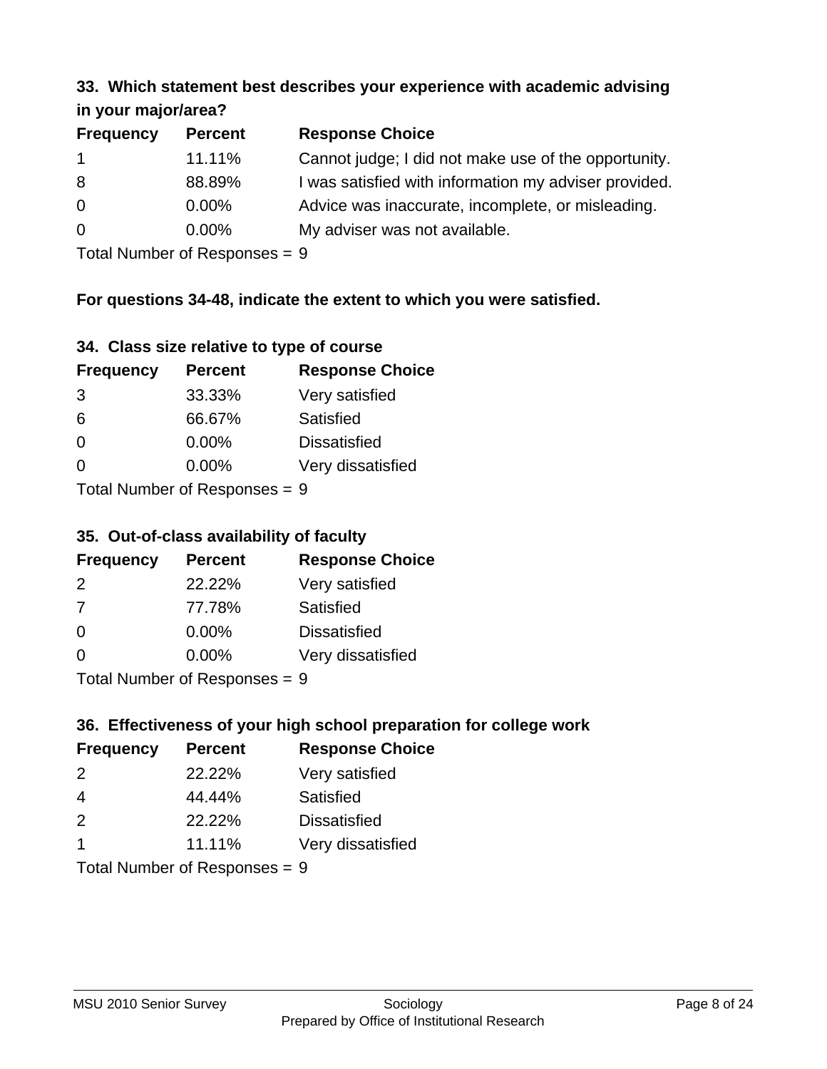### 33. Which statement best describes your experience with academic advising in your major/area?

| Frequency | Percent | Response Choice |
|---|---|---|
| 1 | 11.11% | Cannot judge; I did not make use of the opportunity. |
| 8 | 88.89% | I was satisfied with information my adviser provided. |
| 0 | 0.00% | Advice was inaccurate, incomplete, or misleading. |
| 0 | 0.00% | My adviser was not available. |

Total Number of Responses = 9

**For questions 34-48, indicate the extent to which you were satisfied.**

### 34. Class size relative to type of course

| Frequency | Percent | Response Choice |
|---|---|---|
| 3 | 33.33% | Very satisfied |
| 6 | 66.67% | Satisfied |
| 0 | 0.00% | Dissatisfied |
| 0 | 0.00% | Very dissatisfied |

Total Number of Responses = 9

### 35. Out-of-class availability of faculty

| Frequency | Percent | Response Choice |
|---|---|---|
| 2 | 22.22% | Very satisfied |
| 7 | 77.78% | Satisfied |
| 0 | 0.00% | Dissatisfied |
| 0 | 0.00% | Very dissatisfied |

Total Number of Responses = 9

### 36. Effectiveness of your high school preparation for college work

| Frequency | Percent | Response Choice |
|---|---|---|
| 2 | 22.22% | Very satisfied |
| 4 | 44.44% | Satisfied |
| 2 | 22.22% | Dissatisfied |
| 1 | 11.11% | Very dissatisfied |

Total Number of Responses = 9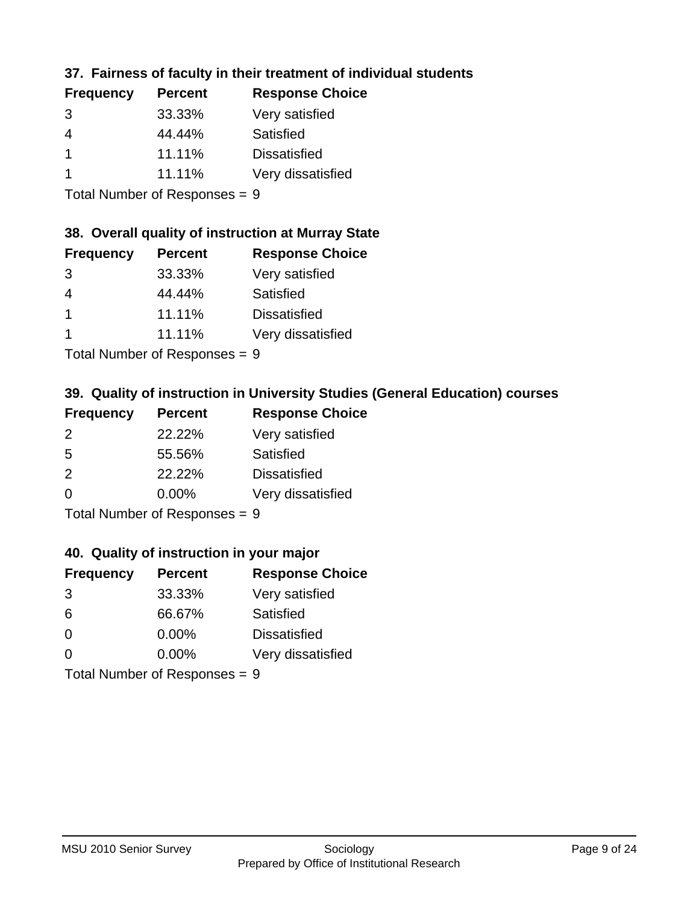### 37. Fairness of faculty in their treatment of individual students

| Frequency | Percent | Response Choice |
|---|---|---|
| 3 | 33.33% | Very satisfied |
| 4 | 44.44% | Satisfied |
| 1 | 11.11% | Dissatisfied |
| 1 | 11.11% | Very dissatisfied |

Total Number of Responses = 9

### 38. Overall quality of instruction at Murray State

| Frequency | Percent | Response Choice |
|---|---|---|
| 3 | 33.33% | Very satisfied |
| 4 | 44.44% | Satisfied |
| 1 | 11.11% | Dissatisfied |
| 1 | 11.11% | Very dissatisfied |

Total Number of Responses = 9

### 39. Quality of instruction in University Studies (General Education) courses

| Frequency | Percent | Response Choice |
|---|---|---|
| 2 | 22.22% | Very satisfied |
| 5 | 55.56% | Satisfied |
| 2 | 22.22% | Dissatisfied |
| 0 | 0.00% | Very dissatisfied |

Total Number of Responses = 9

### 40. Quality of instruction in your major

| Frequency | Percent | Response Choice |
|---|---|---|
| 3 | 33.33% | Very satisfied |
| 6 | 66.67% | Satisfied |
| 0 | 0.00% | Dissatisfied |
| 0 | 0.00% | Very dissatisfied |

Total Number of Responses = 9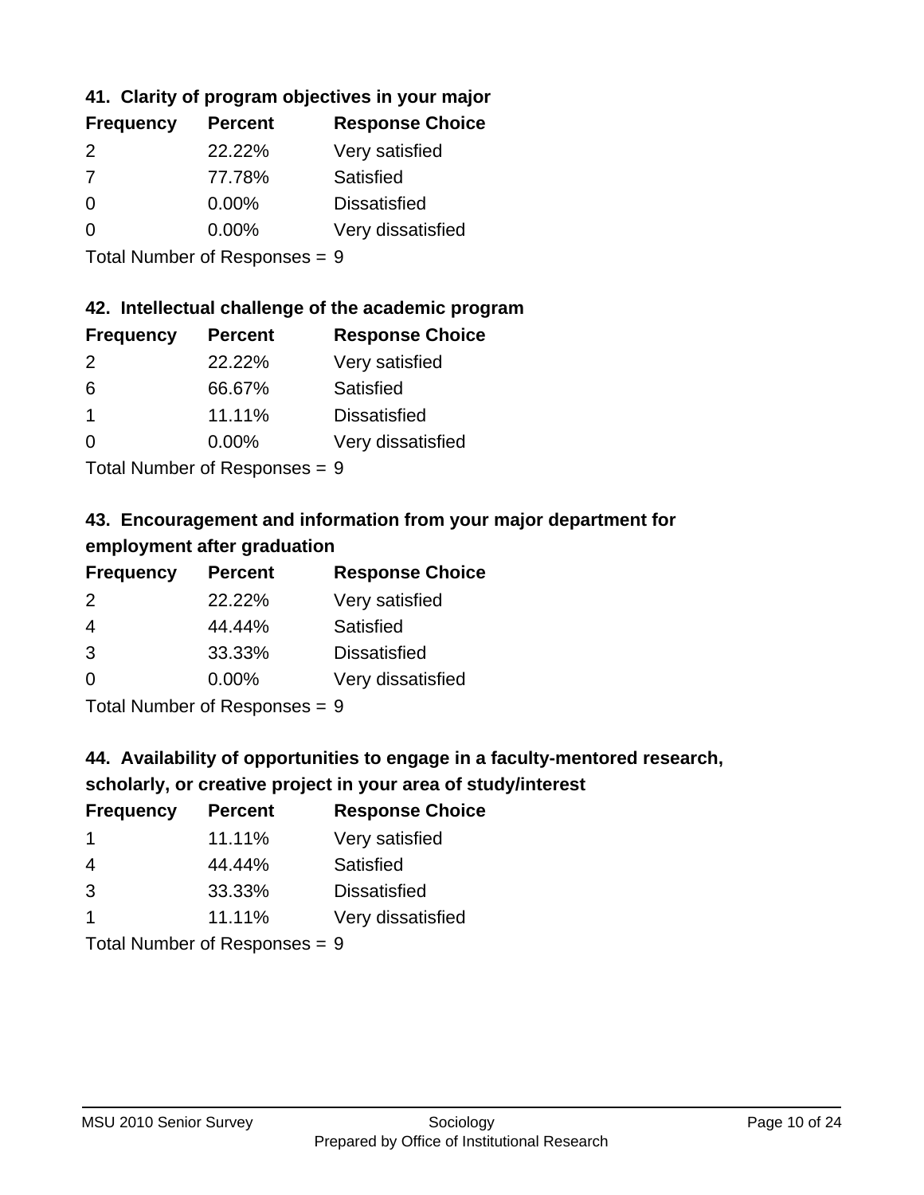### 41. Clarity of program objectives in your major

| Frequency | Percent | Response Choice |
| --- | --- | --- |
| 2 | 22.22% | Very satisfied |
| 7 | 77.78% | Satisfied |
| 0 | 0.00% | Dissatisfied |
| 0 | 0.00% | Very dissatisfied |

Total Number of Responses = 9

### 42. Intellectual challenge of the academic program

| Frequency | Percent | Response Choice |
| --- | --- | --- |
| 2 | 22.22% | Very satisfied |
| 6 | 66.67% | Satisfied |
| 1 | 11.11% | Dissatisfied |
| 0 | 0.00% | Very dissatisfied |

Total Number of Responses = 9

### 43. Encouragement and information from your major department for employment after graduation

| Frequency | Percent | Response Choice |
| --- | --- | --- |
| 2 | 22.22% | Very satisfied |
| 4 | 44.44% | Satisfied |
| 3 | 33.33% | Dissatisfied |
| 0 | 0.00% | Very dissatisfied |

Total Number of Responses = 9

### 44. Availability of opportunities to engage in a faculty-mentored research, scholarly, or creative project in your area of study/interest

| Frequency | Percent | Response Choice |
| --- | --- | --- |
| 1 | 11.11% | Very satisfied |
| 4 | 44.44% | Satisfied |
| 3 | 33.33% | Dissatisfied |
| 1 | 11.11% | Very dissatisfied |

Total Number of Responses = 9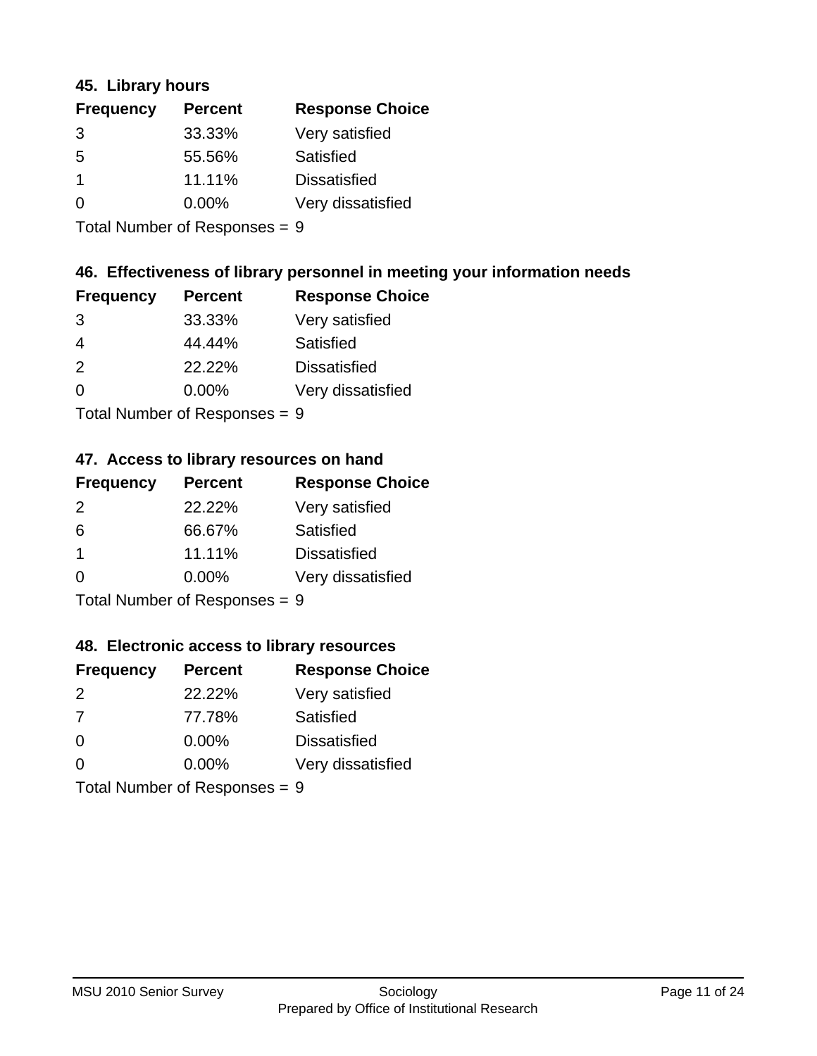### 45. Library hours

| Frequency | Percent | Response Choice |
| --- | --- | --- |
| 3 | 33.33% | Very satisfied |
| 5 | 55.56% | Satisfied |
| 1 | 11.11% | Dissatisfied |
| 0 | 0.00% | Very dissatisfied |

Total Number of Responses = 9

### 46. Effectiveness of library personnel in meeting your information needs

| Frequency | Percent | Response Choice |
| --- | --- | --- |
| 3 | 33.33% | Very satisfied |
| 4 | 44.44% | Satisfied |
| 2 | 22.22% | Dissatisfied |
| 0 | 0.00% | Very dissatisfied |

Total Number of Responses = 9

### 47. Access to library resources on hand

| Frequency | Percent | Response Choice |
| --- | --- | --- |
| 2 | 22.22% | Very satisfied |
| 6 | 66.67% | Satisfied |
| 1 | 11.11% | Dissatisfied |
| 0 | 0.00% | Very dissatisfied |

Total Number of Responses = 9

### 48. Electronic access to library resources

| Frequency | Percent | Response Choice |
| --- | --- | --- |
| 2 | 22.22% | Very satisfied |
| 7 | 77.78% | Satisfied |
| 0 | 0.00% | Dissatisfied |
| 0 | 0.00% | Very dissatisfied |

Total Number of Responses = 9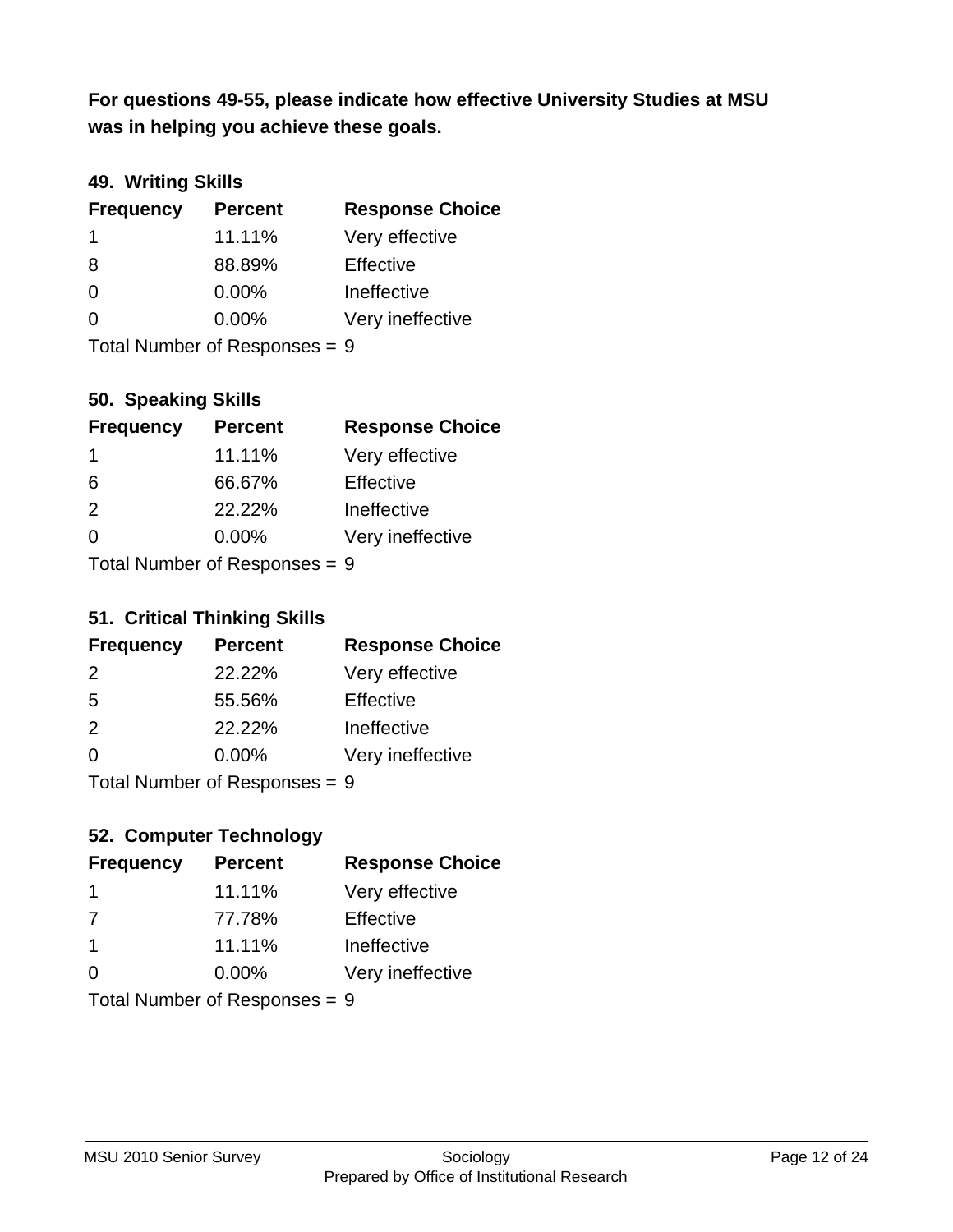**For questions 49-55, please indicate how effective University Studies at MSU was in helping you achieve these goals.**

### 49. Writing Skills

| Frequency | Percent | Response Choice |
|---|---|---|
| 1 | 11.11% | Very effective |
| 8 | 88.89% | Effective |
| 0 | 0.00% | Ineffective |
| 0 | 0.00% | Very ineffective |

Total Number of Responses = 9

### 50. Speaking Skills

| Frequency | Percent | Response Choice |
|---|---|---|
| 1 | 11.11% | Very effective |
| 6 | 66.67% | Effective |
| 2 | 22.22% | Ineffective |
| 0 | 0.00% | Very ineffective |

Total Number of Responses = 9

### 51. Critical Thinking Skills

| Frequency | Percent | Response Choice |
|---|---|---|
| 2 | 22.22% | Very effective |
| 5 | 55.56% | Effective |
| 2 | 22.22% | Ineffective |
| 0 | 0.00% | Very ineffective |

Total Number of Responses = 9

### 52. Computer Technology

| Frequency | Percent | Response Choice |
|---|---|---|
| 1 | 11.11% | Very effective |
| 7 | 77.78% | Effective |
| 1 | 11.11% | Ineffective |
| 0 | 0.00% | Very ineffective |

Total Number of Responses = 9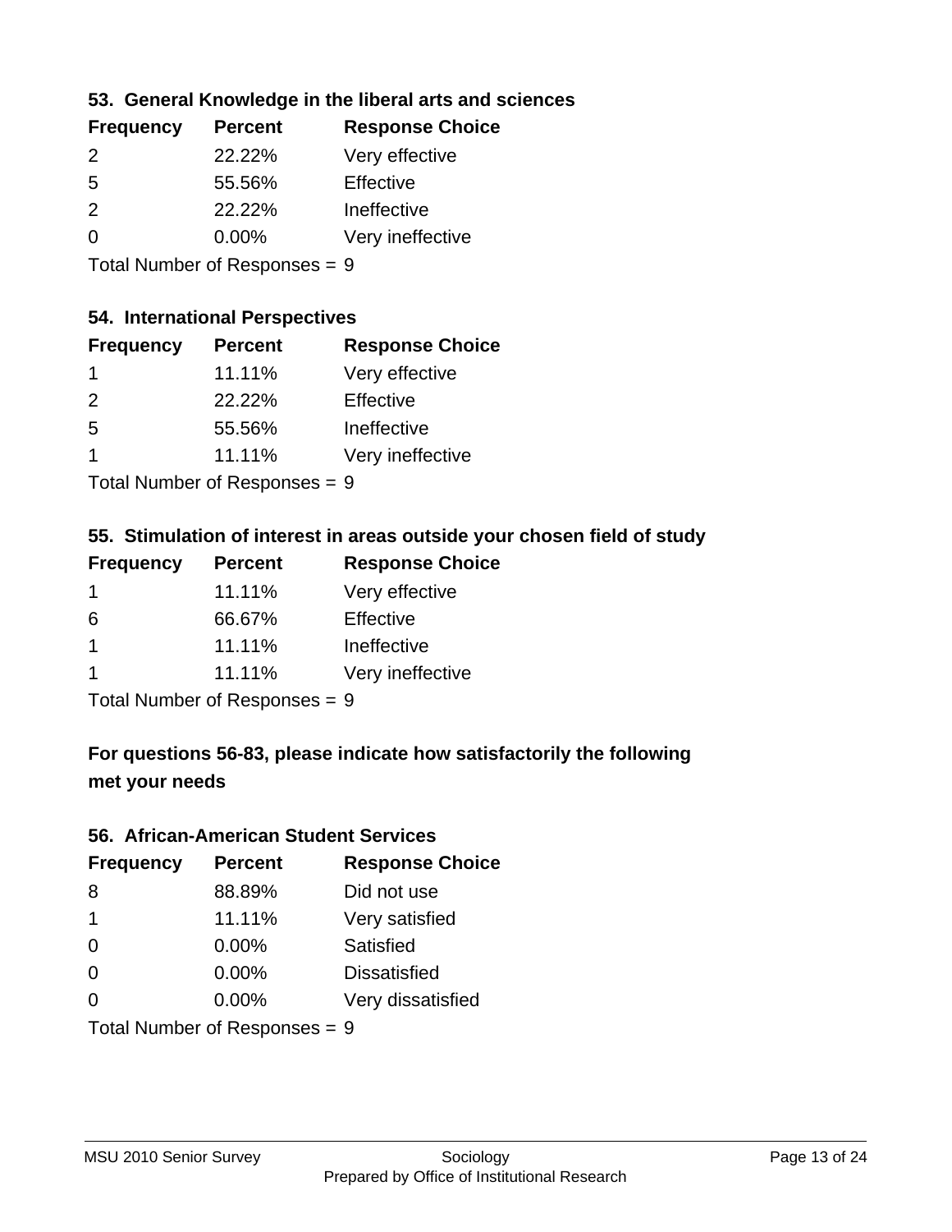### 53. General Knowledge in the liberal arts and sciences

| Frequency | Percent | Response Choice |
| --- | --- | --- |
| 2 | 22.22% | Very effective |
| 5 | 55.56% | Effective |
| 2 | 22.22% | Ineffective |
| 0 | 0.00% | Very ineffective |

Total Number of Responses = 9

### 54. International Perspectives

| Frequency | Percent | Response Choice |
| --- | --- | --- |
| 1 | 11.11% | Very effective |
| 2 | 22.22% | Effective |
| 5 | 55.56% | Ineffective |
| 1 | 11.11% | Very ineffective |

Total Number of Responses = 9

### 55. Stimulation of interest in areas outside your chosen field of study

| Frequency | Percent | Response Choice |
| --- | --- | --- |
| 1 | 11.11% | Very effective |
| 6 | 66.67% | Effective |
| 1 | 11.11% | Ineffective |
| 1 | 11.11% | Very ineffective |

Total Number of Responses = 9

**For questions 56-83, please indicate how satisfactorily the following met your needs**

### 56. African-American Student Services

| Frequency | Percent | Response Choice |
| --- | --- | --- |
| 8 | 88.89% | Did not use |
| 1 | 11.11% | Very satisfied |
| 0 | 0.00% | Satisfied |
| 0 | 0.00% | Dissatisfied |
| 0 | 0.00% | Very dissatisfied |

Total Number of Responses = 9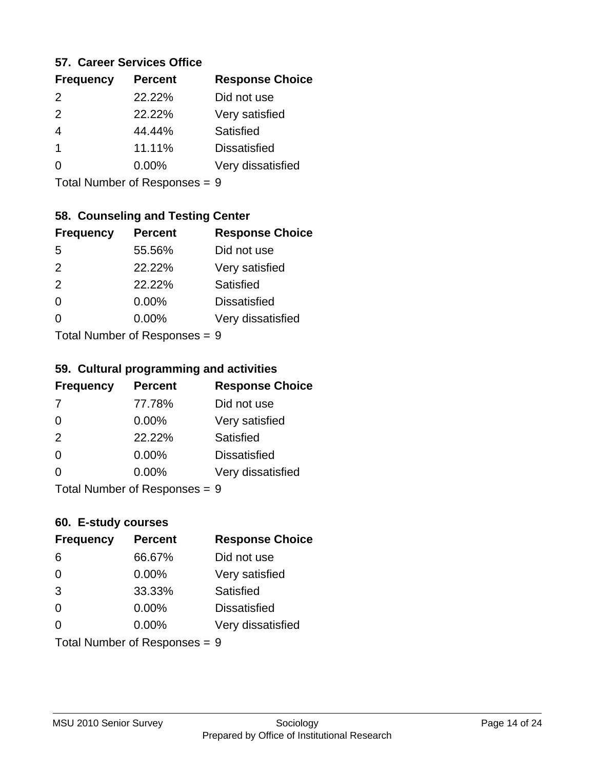### 57. Career Services Office

| Frequency | Percent | Response Choice |
|---|---|---|
| 2 | 22.22% | Did not use |
| 2 | 22.22% | Very satisfied |
| 4 | 44.44% | Satisfied |
| 1 | 11.11% | Dissatisfied |
| 0 | 0.00% | Very dissatisfied |

Total Number of Responses = 9

### 58. Counseling and Testing Center

| Frequency | Percent | Response Choice |
|---|---|---|
| 5 | 55.56% | Did not use |
| 2 | 22.22% | Very satisfied |
| 2 | 22.22% | Satisfied |
| 0 | 0.00% | Dissatisfied |
| 0 | 0.00% | Very dissatisfied |

Total Number of Responses = 9

### 59. Cultural programming and activities

| Frequency | Percent | Response Choice |
|---|---|---|
| 7 | 77.78% | Did not use |
| 0 | 0.00% | Very satisfied |
| 2 | 22.22% | Satisfied |
| 0 | 0.00% | Dissatisfied |
| 0 | 0.00% | Very dissatisfied |

Total Number of Responses = 9

### 60. E-study courses

| Frequency | Percent | Response Choice |
|---|---|---|
| 6 | 66.67% | Did not use |
| 0 | 0.00% | Very satisfied |
| 3 | 33.33% | Satisfied |
| 0 | 0.00% | Dissatisfied |
| 0 | 0.00% | Very dissatisfied |

Total Number of Responses = 9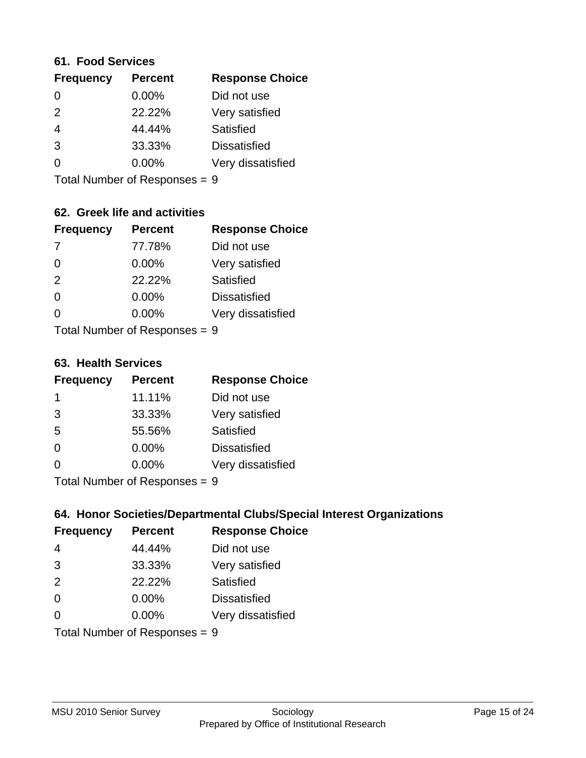### 61. Food Services

| Frequency | Percent | Response Choice |
|---|---|---|
| 0 | 0.00% | Did not use |
| 2 | 22.22% | Very satisfied |
| 4 | 44.44% | Satisfied |
| 3 | 33.33% | Dissatisfied |
| 0 | 0.00% | Very dissatisfied |

Total Number of Responses = 9

### 62. Greek life and activities

| Frequency | Percent | Response Choice |
|---|---|---|
| 7 | 77.78% | Did not use |
| 0 | 0.00% | Very satisfied |
| 2 | 22.22% | Satisfied |
| 0 | 0.00% | Dissatisfied |
| 0 | 0.00% | Very dissatisfied |

Total Number of Responses = 9

### 63. Health Services

| Frequency | Percent | Response Choice |
|---|---|---|
| 1 | 11.11% | Did not use |
| 3 | 33.33% | Very satisfied |
| 5 | 55.56% | Satisfied |
| 0 | 0.00% | Dissatisfied |
| 0 | 0.00% | Very dissatisfied |

Total Number of Responses = 9

### 64. Honor Societies/Departmental Clubs/Special Interest Organizations

| Frequency | Percent | Response Choice |
|---|---|---|
| 4 | 44.44% | Did not use |
| 3 | 33.33% | Very satisfied |
| 2 | 22.22% | Satisfied |
| 0 | 0.00% | Dissatisfied |
| 0 | 0.00% | Very dissatisfied |

Total Number of Responses = 9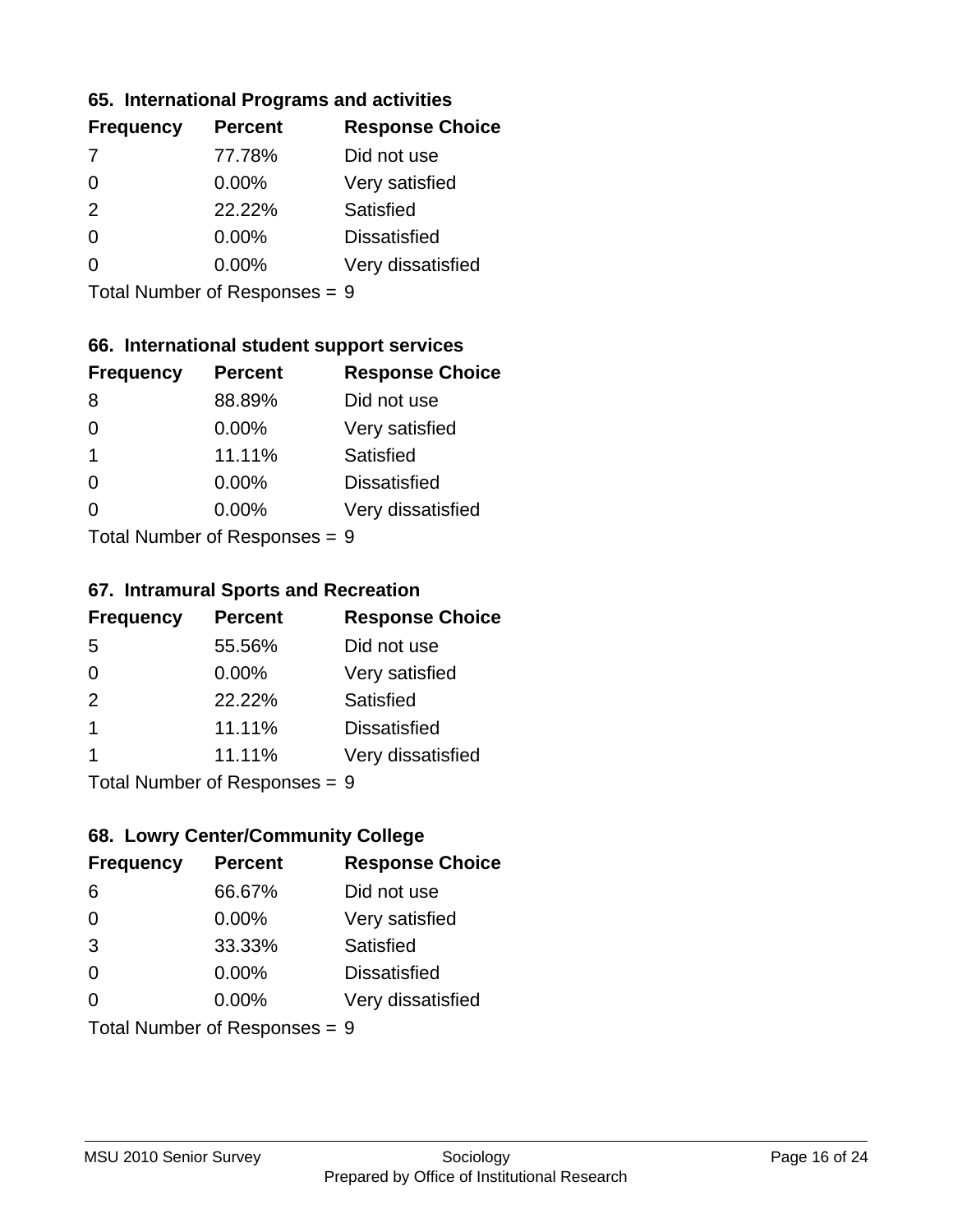### 65. International Programs and activities

| Frequency | Percent | Response Choice |
|---|---|---|
| 7 | 77.78% | Did not use |
| 0 | 0.00% | Very satisfied |
| 2 | 22.22% | Satisfied |
| 0 | 0.00% | Dissatisfied |
| 0 | 0.00% | Very dissatisfied |

Total Number of Responses = 9

### 66. International student support services

| Frequency | Percent | Response Choice |
|---|---|---|
| 8 | 88.89% | Did not use |
| 0 | 0.00% | Very satisfied |
| 1 | 11.11% | Satisfied |
| 0 | 0.00% | Dissatisfied |
| 0 | 0.00% | Very dissatisfied |

Total Number of Responses = 9

### 67. Intramural Sports and Recreation

| Frequency | Percent | Response Choice |
|---|---|---|
| 5 | 55.56% | Did not use |
| 0 | 0.00% | Very satisfied |
| 2 | 22.22% | Satisfied |
| 1 | 11.11% | Dissatisfied |
| 1 | 11.11% | Very dissatisfied |

Total Number of Responses = 9

### 68. Lowry Center/Community College

| Frequency | Percent | Response Choice |
|---|---|---|
| 6 | 66.67% | Did not use |
| 0 | 0.00% | Very satisfied |
| 3 | 33.33% | Satisfied |
| 0 | 0.00% | Dissatisfied |
| 0 | 0.00% | Very dissatisfied |

Total Number of Responses = 9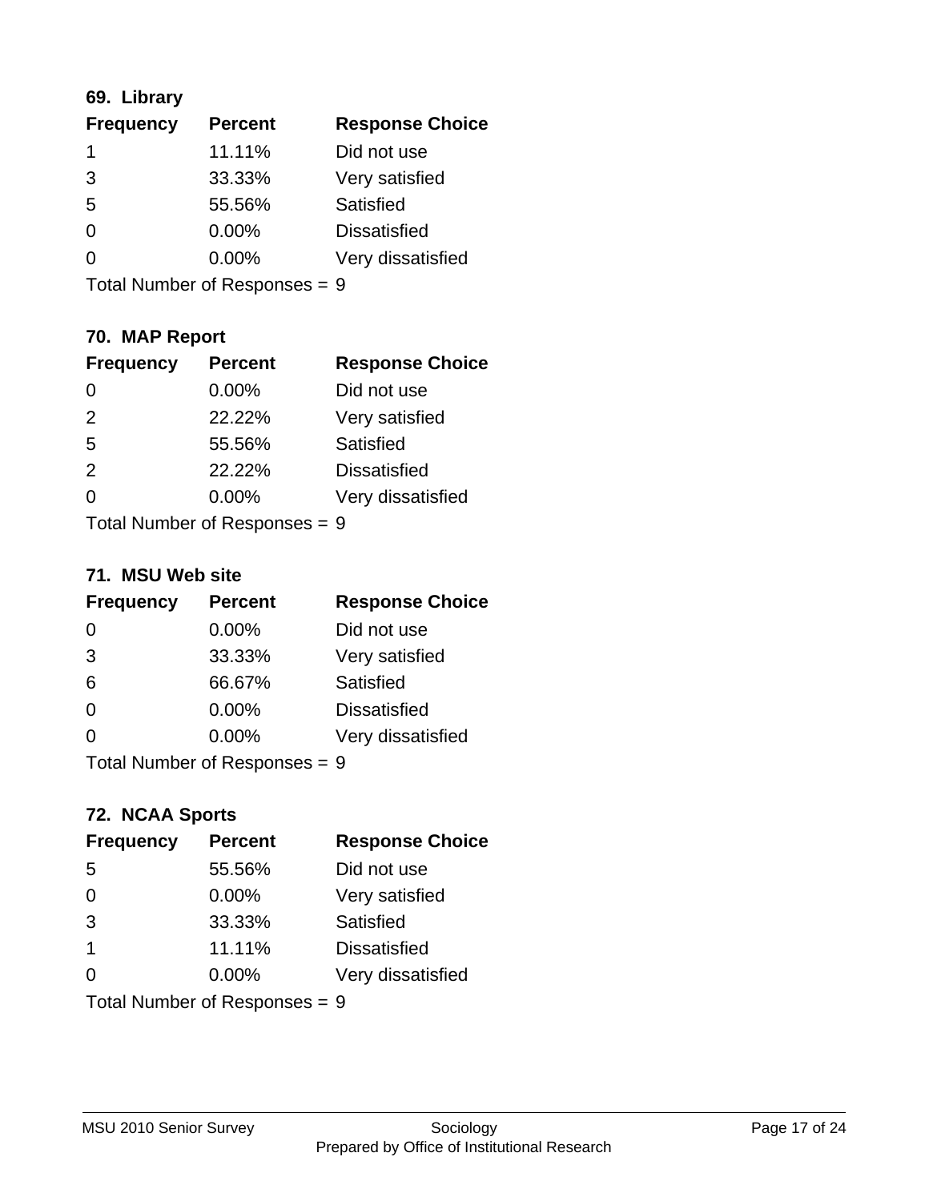### 69. Library

| Frequency | Percent | Response Choice |
| --- | --- | --- |
| 1 | 11.11% | Did not use |
| 3 | 33.33% | Very satisfied |
| 5 | 55.56% | Satisfied |
| 0 | 0.00% | Dissatisfied |
| 0 | 0.00% | Very dissatisfied |

Total Number of Responses = 9

### 70. MAP Report

| Frequency | Percent | Response Choice |
| --- | --- | --- |
| 0 | 0.00% | Did not use |
| 2 | 22.22% | Very satisfied |
| 5 | 55.56% | Satisfied |
| 2 | 22.22% | Dissatisfied |
| 0 | 0.00% | Very dissatisfied |

Total Number of Responses = 9

### 71. MSU Web site

| Frequency | Percent | Response Choice |
| --- | --- | --- |
| 0 | 0.00% | Did not use |
| 3 | 33.33% | Very satisfied |
| 6 | 66.67% | Satisfied |
| 0 | 0.00% | Dissatisfied |
| 0 | 0.00% | Very dissatisfied |

Total Number of Responses = 9

### 72. NCAA Sports

| Frequency | Percent | Response Choice |
| --- | --- | --- |
| 5 | 55.56% | Did not use |
| 0 | 0.00% | Very satisfied |
| 3 | 33.33% | Satisfied |
| 1 | 11.11% | Dissatisfied |
| 0 | 0.00% | Very dissatisfied |

Total Number of Responses = 9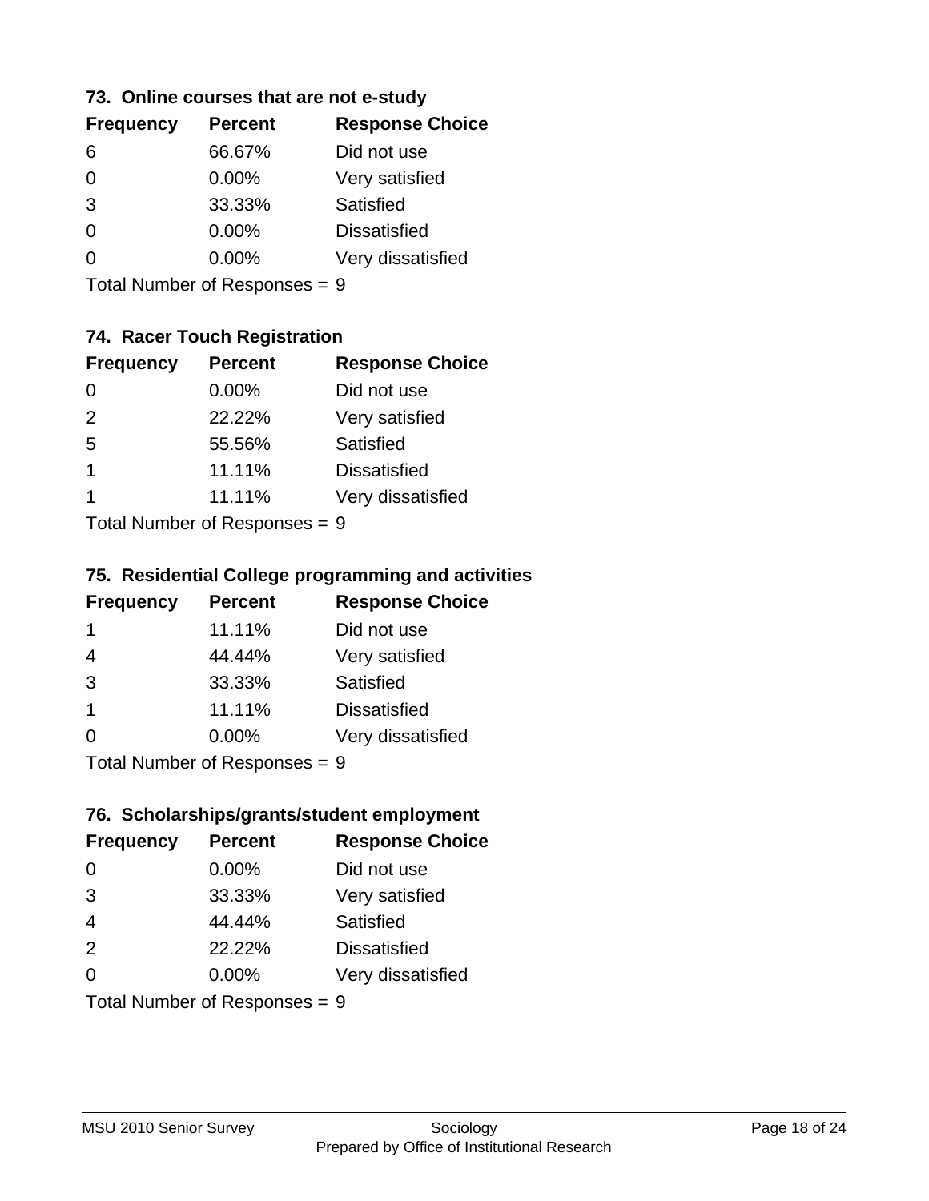### 73. Online courses that are not e-study

| Frequency | Percent | Response Choice |
|---|---|---|
| 6 | 66.67% | Did not use |
| 0 | 0.00% | Very satisfied |
| 3 | 33.33% | Satisfied |
| 0 | 0.00% | Dissatisfied |
| 0 | 0.00% | Very dissatisfied |

Total Number of Responses = 9

### 74. Racer Touch Registration

| Frequency | Percent | Response Choice |
|---|---|---|
| 0 | 0.00% | Did not use |
| 2 | 22.22% | Very satisfied |
| 5 | 55.56% | Satisfied |
| 1 | 11.11% | Dissatisfied |
| 1 | 11.11% | Very dissatisfied |

Total Number of Responses = 9

### 75. Residential College programming and activities

| Frequency | Percent | Response Choice |
|---|---|---|
| 1 | 11.11% | Did not use |
| 4 | 44.44% | Very satisfied |
| 3 | 33.33% | Satisfied |
| 1 | 11.11% | Dissatisfied |
| 0 | 0.00% | Very dissatisfied |

Total Number of Responses = 9

### 76. Scholarships/grants/student employment

| Frequency | Percent | Response Choice |
|---|---|---|
| 0 | 0.00% | Did not use |
| 3 | 33.33% | Very satisfied |
| 4 | 44.44% | Satisfied |
| 2 | 22.22% | Dissatisfied |
| 0 | 0.00% | Very dissatisfied |

Total Number of Responses = 9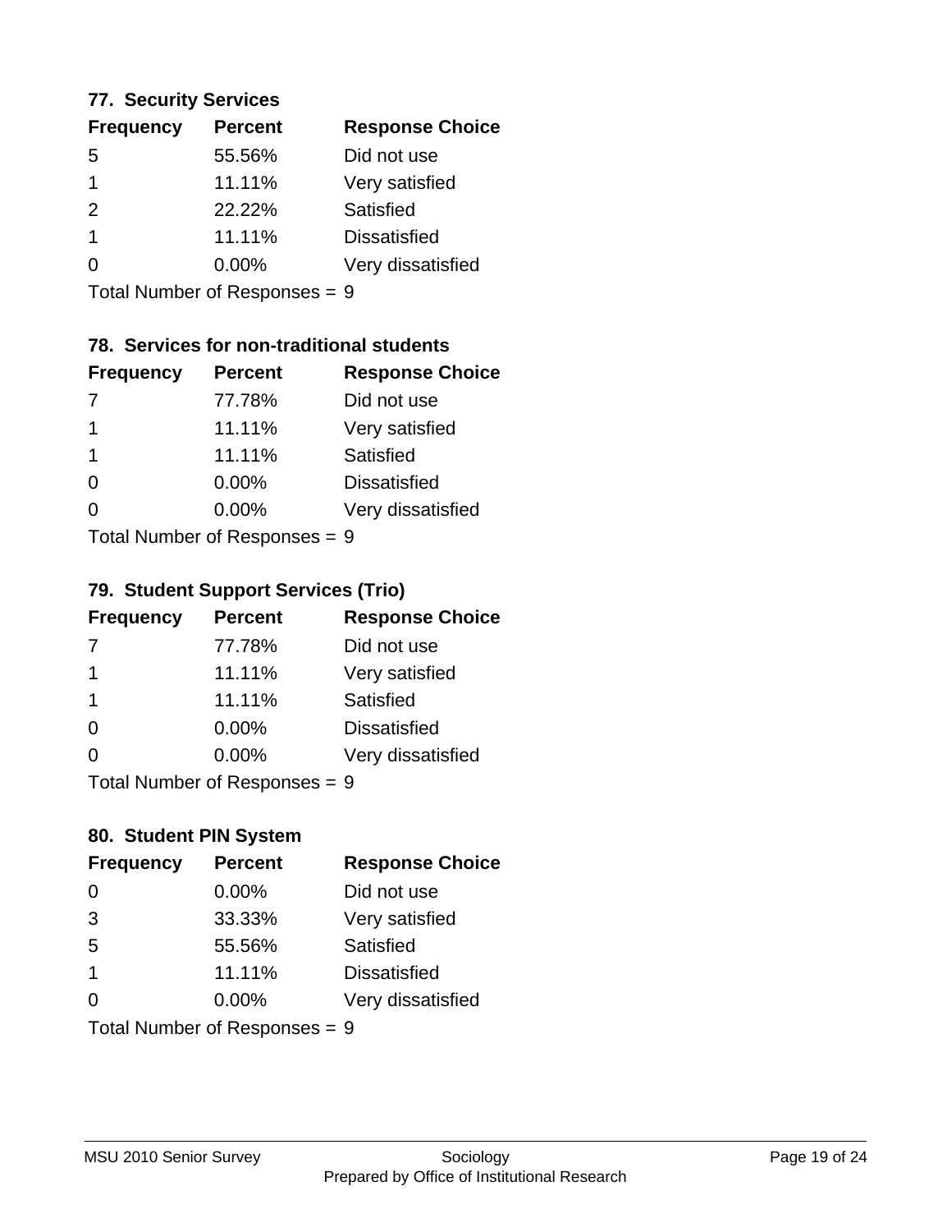### 77. Security Services

| Frequency | Percent | Response Choice |
|---|---|---|
| 5 | 55.56% | Did not use |
| 1 | 11.11% | Very satisfied |
| 2 | 22.22% | Satisfied |
| 1 | 11.11% | Dissatisfied |
| 0 | 0.00% | Very dissatisfied |

Total Number of Responses = 9

### 78. Services for non-traditional students

| Frequency | Percent | Response Choice |
|---|---|---|
| 7 | 77.78% | Did not use |
| 1 | 11.11% | Very satisfied |
| 1 | 11.11% | Satisfied |
| 0 | 0.00% | Dissatisfied |
| 0 | 0.00% | Very dissatisfied |

Total Number of Responses = 9

### 79. Student Support Services (Trio)

| Frequency | Percent | Response Choice |
|---|---|---|
| 7 | 77.78% | Did not use |
| 1 | 11.11% | Very satisfied |
| 1 | 11.11% | Satisfied |
| 0 | 0.00% | Dissatisfied |
| 0 | 0.00% | Very dissatisfied |

Total Number of Responses = 9

### 80. Student PIN System

| Frequency | Percent | Response Choice |
|---|---|---|
| 0 | 0.00% | Did not use |
| 3 | 33.33% | Very satisfied |
| 5 | 55.56% | Satisfied |
| 1 | 11.11% | Dissatisfied |
| 0 | 0.00% | Very dissatisfied |

Total Number of Responses = 9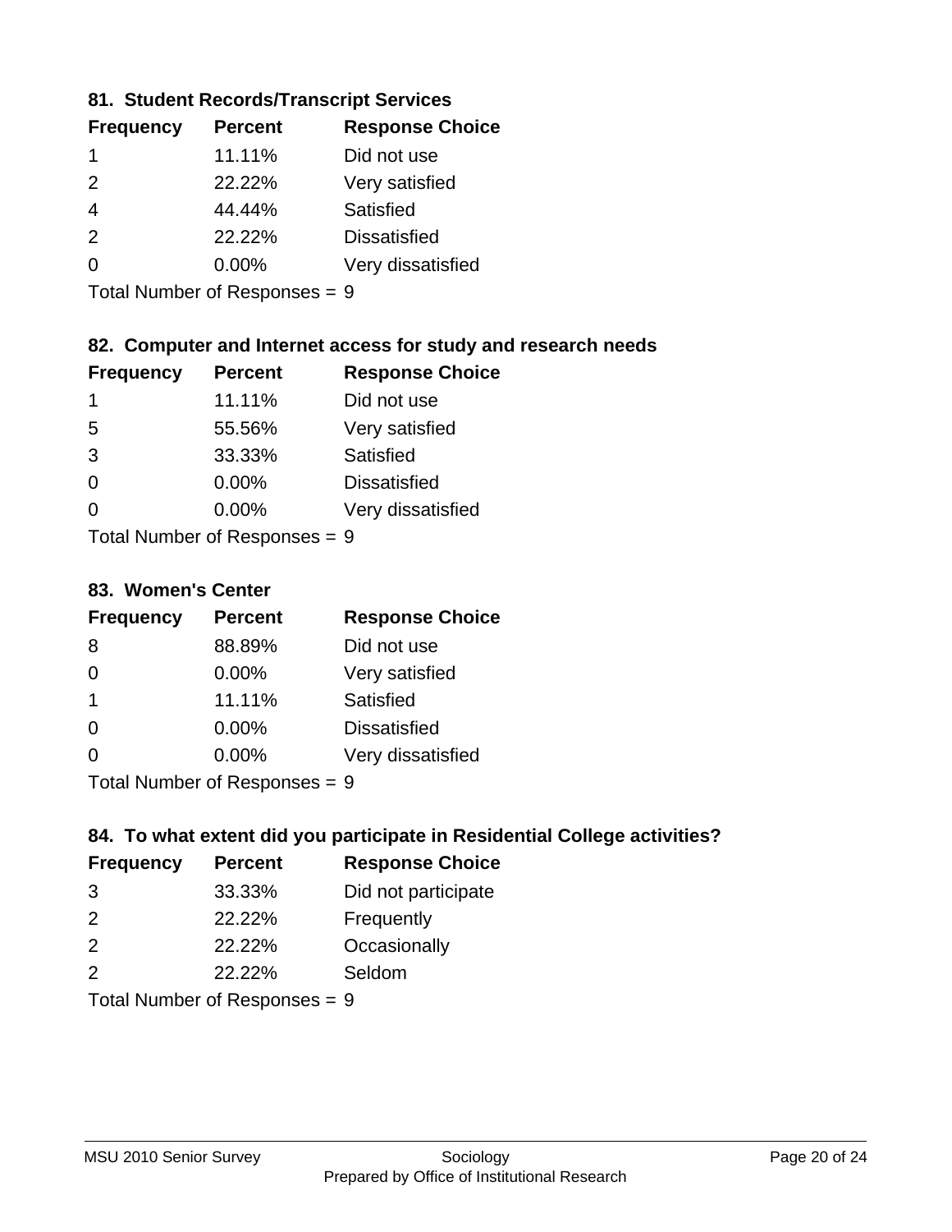### 81. Student Records/Transcript Services

| Frequency | Percent | Response Choice |
|---|---|---|
| 1 | 11.11% | Did not use |
| 2 | 22.22% | Very satisfied |
| 4 | 44.44% | Satisfied |
| 2 | 22.22% | Dissatisfied |
| 0 | 0.00% | Very dissatisfied |

Total Number of Responses = 9

### 82. Computer and Internet access for study and research needs

| Frequency | Percent | Response Choice |
|---|---|---|
| 1 | 11.11% | Did not use |
| 5 | 55.56% | Very satisfied |
| 3 | 33.33% | Satisfied |
| 0 | 0.00% | Dissatisfied |
| 0 | 0.00% | Very dissatisfied |

Total Number of Responses = 9

### 83. Women's Center

| Frequency | Percent | Response Choice |
|---|---|---|
| 8 | 88.89% | Did not use |
| 0 | 0.00% | Very satisfied |
| 1 | 11.11% | Satisfied |
| 0 | 0.00% | Dissatisfied |
| 0 | 0.00% | Very dissatisfied |

Total Number of Responses = 9

### 84. To what extent did you participate in Residential College activities?

| Frequency | Percent | Response Choice |
|---|---|---|
| 3 | 33.33% | Did not participate |
| 2 | 22.22% | Frequently |
| 2 | 22.22% | Occasionally |
| 2 | 22.22% | Seldom |

Total Number of Responses = 9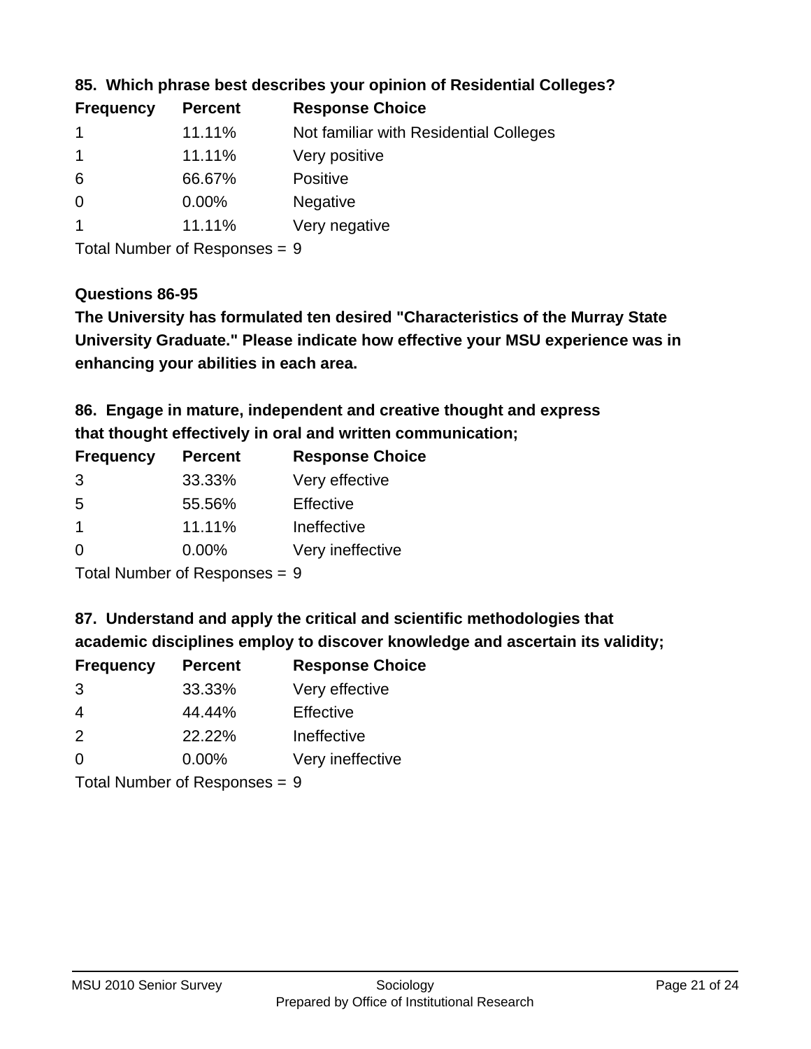### 85. Which phrase best describes your opinion of Residential Colleges?

| Frequency | Percent | Response Choice |
|---|---|---|
| 1 | 11.11% | Not familiar with Residential Colleges |
| 1 | 11.11% | Very positive |
| 6 | 66.67% | Positive |
| 0 | 0.00% | Negative |
| 1 | 11.11% | Very negative |

Total Number of Responses = 9

### Questions 86-95

**The University has formulated ten desired "Characteristics of the Murray State University Graduate." Please indicate how effective your MSU experience was in enhancing your abilities in each area.**

### 86. Engage in mature, independent and creative thought and express that thought effectively in oral and written communication;

| Frequency | Percent | Response Choice |
|---|---|---|
| 3 | 33.33% | Very effective |
| 5 | 55.56% | Effective |
| 1 | 11.11% | Ineffective |
| 0 | 0.00% | Very ineffective |

Total Number of Responses = 9

### 87. Understand and apply the critical and scientific methodologies that academic disciplines employ to discover knowledge and ascertain its validity;

| Frequency | Percent | Response Choice |
|---|---|---|
| 3 | 33.33% | Very effective |
| 4 | 44.44% | Effective |
| 2 | 22.22% | Ineffective |
| 0 | 0.00% | Very ineffective |

Total Number of Responses = 9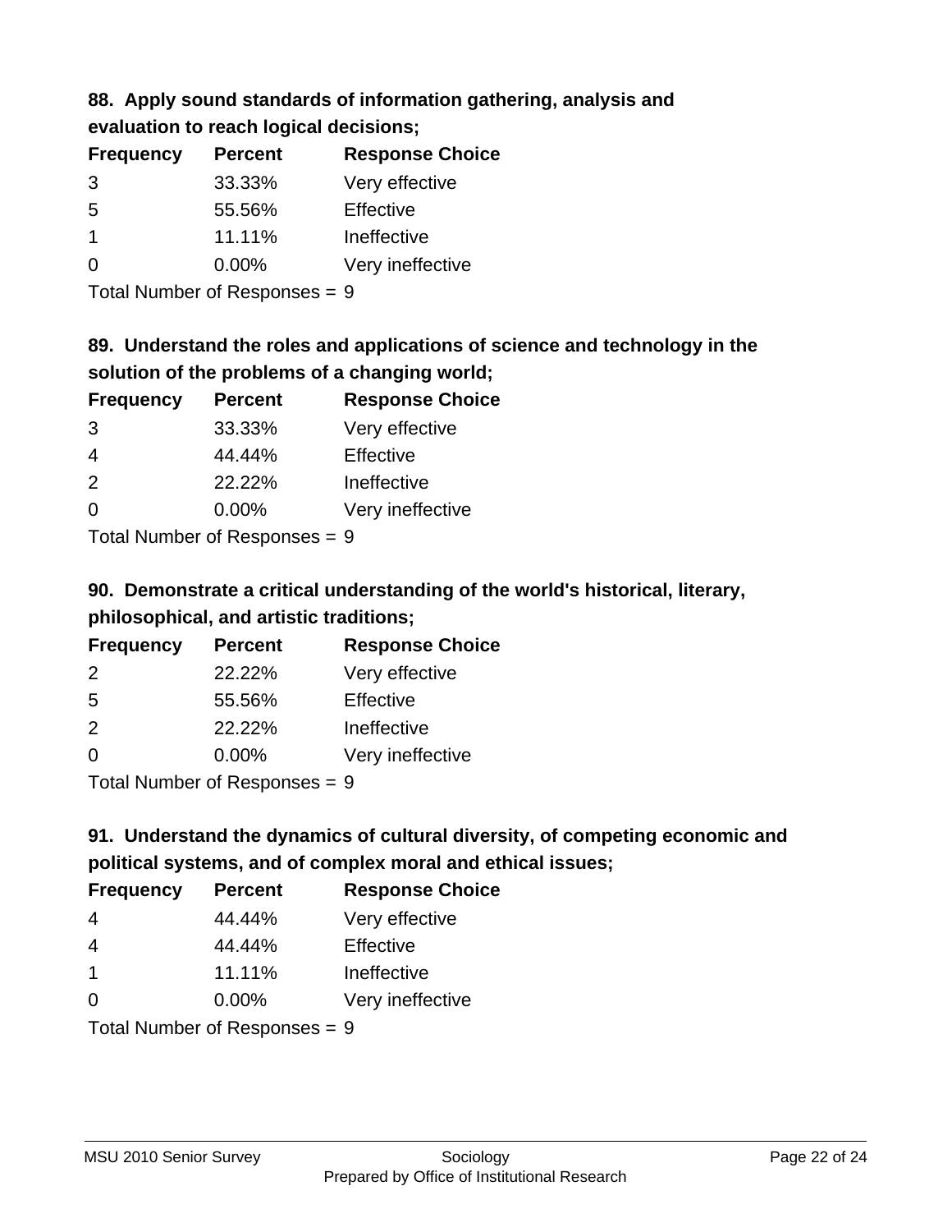**88. Apply sound standards of information gathering, analysis and evaluation to reach logical decisions;**

| Frequency | Percent | Response Choice |
|---|---|---|
| 3 | 33.33% | Very effective |
| 5 | 55.56% | Effective |
| 1 | 11.11% | Ineffective |
| 0 | 0.00% | Very ineffective |

Total Number of Responses = 9

**89. Understand the roles and applications of science and technology in the solution of the problems of a changing world;**

| Frequency | Percent | Response Choice |
|---|---|---|
| 3 | 33.33% | Very effective |
| 4 | 44.44% | Effective |
| 2 | 22.22% | Ineffective |
| 0 | 0.00% | Very ineffective |

Total Number of Responses = 9

**90. Demonstrate a critical understanding of the world's historical, literary, philosophical, and artistic traditions;**

| Frequency | Percent | Response Choice |
|---|---|---|
| 2 | 22.22% | Very effective |
| 5 | 55.56% | Effective |
| 2 | 22.22% | Ineffective |
| 0 | 0.00% | Very ineffective |

Total Number of Responses = 9

**91. Understand the dynamics of cultural diversity, of competing economic and political systems, and of complex moral and ethical issues;**

| Frequency | Percent | Response Choice |
|---|---|---|
| 4 | 44.44% | Very effective |
| 4 | 44.44% | Effective |
| 1 | 11.11% | Ineffective |
| 0 | 0.00% | Very ineffective |

Total Number of Responses = 9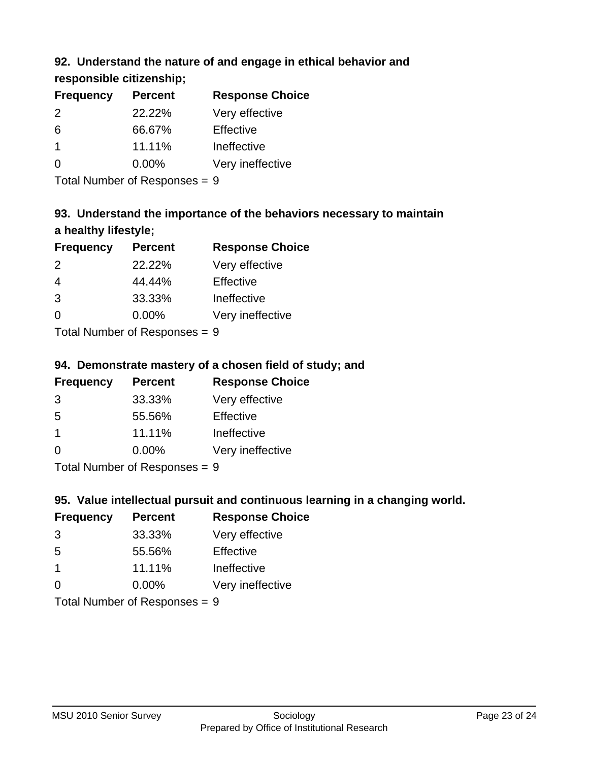### 92. Understand the nature of and engage in ethical behavior and responsible citizenship;

| Frequency | Percent | Response Choice |
|---|---|---|
| 2 | 22.22% | Very effective |
| 6 | 66.67% | Effective |
| 1 | 11.11% | Ineffective |
| 0 | 0.00% | Very ineffective |

Total Number of Responses = 9

### 93. Understand the importance of the behaviors necessary to maintain a healthy lifestyle;

| Frequency | Percent | Response Choice |
|---|---|---|
| 2 | 22.22% | Very effective |
| 4 | 44.44% | Effective |
| 3 | 33.33% | Ineffective |
| 0 | 0.00% | Very ineffective |

Total Number of Responses = 9

### 94. Demonstrate mastery of a chosen field of study; and

| Frequency | Percent | Response Choice |
|---|---|---|
| 3 | 33.33% | Very effective |
| 5 | 55.56% | Effective |
| 1 | 11.11% | Ineffective |
| 0 | 0.00% | Very ineffective |

Total Number of Responses = 9

### 95. Value intellectual pursuit and continuous learning in a changing world.

| Frequency | Percent | Response Choice |
|---|---|---|
| 3 | 33.33% | Very effective |
| 5 | 55.56% | Effective |
| 1 | 11.11% | Ineffective |
| 0 | 0.00% | Very ineffective |

Total Number of Responses = 9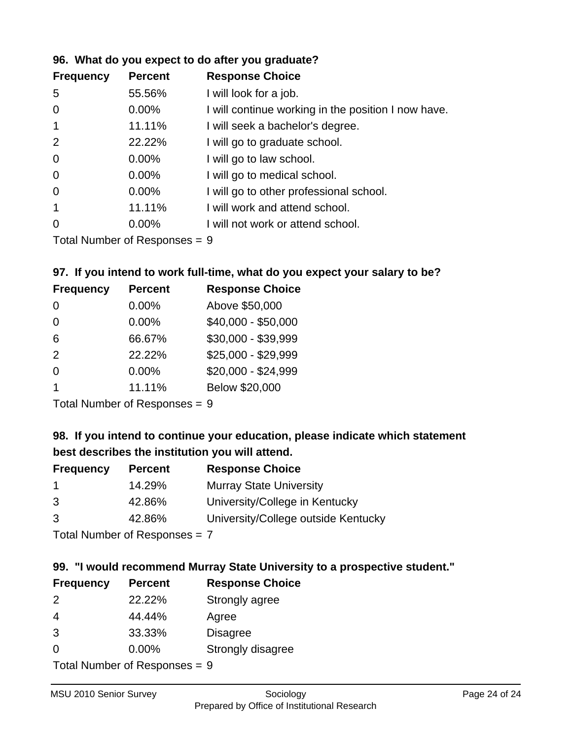### 96. What do you expect to do after you graduate?

| Frequency | Percent | Response Choice |
|---|---|---|
| 5 | 55.56% | I will look for a job. |
| 0 | 0.00% | I will continue working in the position I now have. |
| 1 | 11.11% | I will seek a bachelor's degree. |
| 2 | 22.22% | I will go to graduate school. |
| 0 | 0.00% | I will go to law school. |
| 0 | 0.00% | I will go to medical school. |
| 0 | 0.00% | I will go to other professional school. |
| 1 | 11.11% | I will work and attend school. |
| 0 | 0.00% | I will not work or attend school. |

Total Number of Responses = 9

### 97. If you intend to work full-time, what do you expect your salary to be?

| Frequency | Percent | Response Choice |
|---|---|---|
| 0 | 0.00% | Above $50,000 |
| 0 | 0.00% | $40,000 - $50,000 |
| 6 | 66.67% | $30,000 - $39,999 |
| 2 | 22.22% | $25,000 - $29,999 |
| 0 | 0.00% | $20,000 - $24,999 |
| 1 | 11.11% | Below $20,000 |

Total Number of Responses = 9

### 98. If you intend to continue your education, please indicate which statement best describes the institution you will attend.

| Frequency | Percent | Response Choice |
|---|---|---|
| 1 | 14.29% | Murray State University |
| 3 | 42.86% | University/College in Kentucky |
| 3 | 42.86% | University/College outside Kentucky |

Total Number of Responses = 7

### 99. "I would recommend Murray State University to a prospective student."

| Frequency | Percent | Response Choice |
|---|---|---|
| 2 | 22.22% | Strongly agree |
| 4 | 44.44% | Agree |
| 3 | 33.33% | Disagree |
| 0 | 0.00% | Strongly disagree |

Total Number of Responses = 9